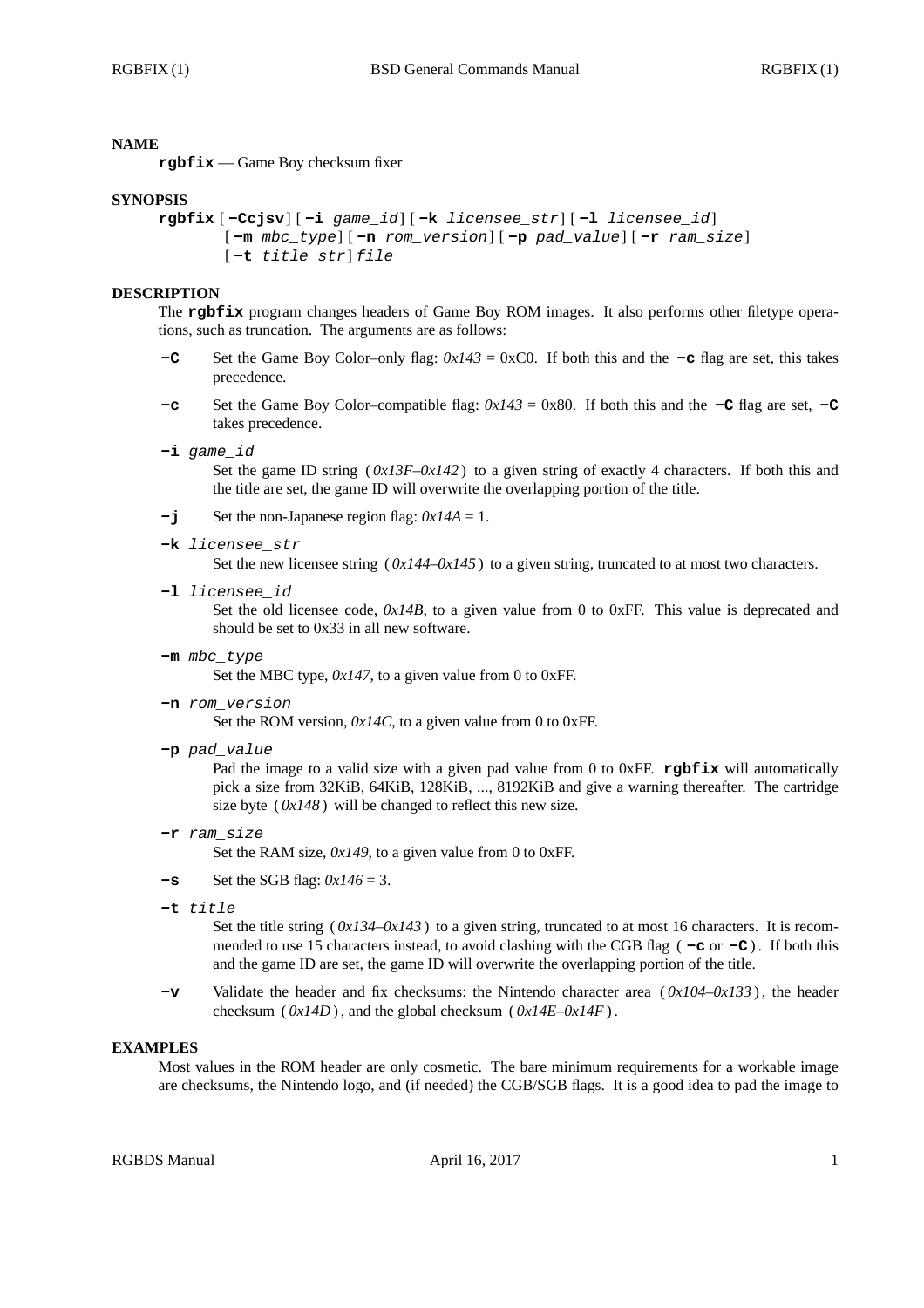## NAME

**rgbfix** — Game Boy checksum fixer

## SYNOPSIS

**rgbfix** [**-Ccjsv**] [**-i** *game_id*] [**-k** *licensee_str*] [**-l** *licensee_id*]
[**-m** *mbc_type*] [**-n** *rom_version*] [**-p** *pad_value*] [**-r** *ram_size*]
[**-t** *title_str*] *file*

## DESCRIPTION

The **rgbfix** program changes headers of Game Boy ROM images. It also performs other filetype operations, such as truncation. The arguments are as follows:

**-C** Set the Game Boy Color–only flag: *0x143* = 0xC0. If both this and the **-c** flag are set, this takes precedence.

**-c** Set the Game Boy Color–compatible flag: *0x143* = 0x80. If both this and the **-C** flag are set, **-C** takes precedence.

**-i** *game_id*
Set the game ID string (*0x13F–0x142*) to a given string of exactly 4 characters. If both this and the title are set, the game ID will overwrite the overlapping portion of the title.

**-j** Set the non-Japanese region flag: *0x14A* = 1.

**-k** *licensee_str*
Set the new licensee string (*0x144–0x145*) to a given string, truncated to at most two characters.

**-l** *licensee_id*
Set the old licensee code, *0x14B*, to a given value from 0 to 0xFF. This value is deprecated and should be set to 0x33 in all new software.

**-m** *mbc_type*
Set the MBC type, *0x147*, to a given value from 0 to 0xFF.

**-n** *rom_version*
Set the ROM version, *0x14C*, to a given value from 0 to 0xFF.

**-p** *pad_value*
Pad the image to a valid size with a given pad value from 0 to 0xFF. **rgbfix** will automatically pick a size from 32KiB, 64KiB, 128KiB, ..., 8192KiB and give a warning thereafter. The cartridge size byte (*0x148*) will be changed to reflect this new size.

**-r** *ram_size*
Set the RAM size, *0x149*, to a given value from 0 to 0xFF.

**-s** Set the SGB flag: *0x146* = 3.

**-t** *title*
Set the title string (*0x134–0x143*) to a given string, truncated to at most 16 characters. It is recommended to use 15 characters instead, to avoid clashing with the CGB flag (**-c** or **-C**). If both this and the game ID are set, the game ID will overwrite the overlapping portion of the title.

**-v** Validate the header and fix checksums: the Nintendo character area (*0x104–0x133*), the header checksum (*0x14D*), and the global checksum (*0x14E–0x14F*).

## EXAMPLES

Most values in the ROM header are only cosmetic. The bare minimum requirements for a workable image are checksums, the Nintendo logo, and (if needed) the CGB/SGB flags. It is a good idea to pad the image to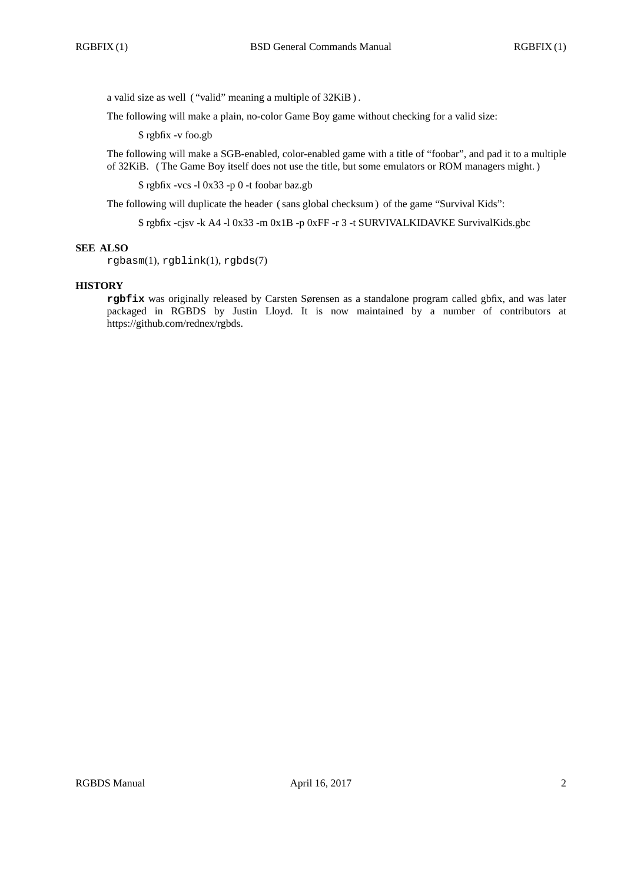a valid size as well (“valid” meaning a multiple of 32KiB).

The following will make a plain, no-color Game Boy game without checking for a valid size:

```
$ rgbfix -v foo.gb
```

The following will make a SGB-enabled, color-enabled game with a title of “foobar”, and pad it to a multiple of 32KiB. (The Game Boy itself does not use the title, but some emulators or ROM managers might.)

```
$ rgbfix -vcs -l 0x33 -p 0 -t foobar baz.gb
```

The following will duplicate the header (sans global checksum) of the game “Survival Kids”:

```
$ rgbfix -cjsv -k A4 -l 0x33 -m 0x1B -p 0xFF -r 3 -t SURVIVALKIDAVKE SurvivalKids.gbc
```

## SEE ALSO

`rgbasm`(1), `rgblink`(1), `rgbds`(7)

## HISTORY

**`rgbfix`** was originally released by Carsten Sørensen as a standalone program called gbfix, and was later packaged in RGBDS by Justin Lloyd. It is now maintained by a number of contributors at https://github.com/rednex/rgbds.